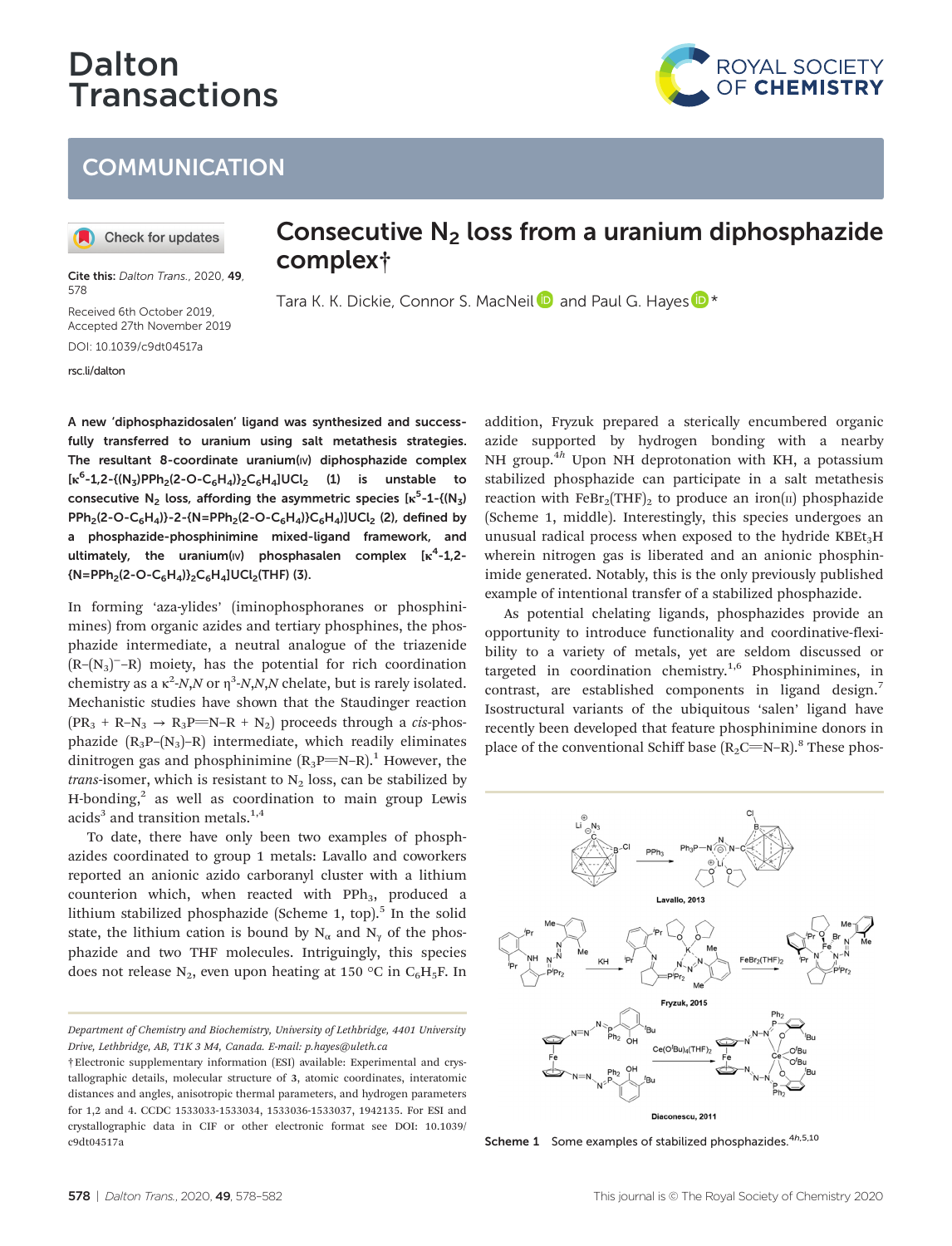# Consecutive $N_2$ loss from a uranium diphosphazide complex†

Tara K. K. Dickie, Connor S. MacNeil and Paul G. Hayes*

Cite this: *Dalton Trans.*, 2020, **49**, 578

Received 6th October 2019, Accepted 27th November 2019

DOI: 10.1039/c9dt04517a

rsc.li/dalton

**A new 'diphosphazidosalen' ligand was synthesized and successfully transferred to uranium using salt metathesis strategies. The resultant 8-coordinate uranium(IV) diphosphazide complex [$\kappa^6$-1,2-{($N_3$)$PPh_2$(2-O-$C_6H_4$)}$_2C_6H_4$]$UCl_2$ (1) is unstable to consecutive $N_2$ loss, affording the asymmetric species [$\kappa^5$-1-{($N_3$)$PPh_2$(2-O-$C_6H_4$)}-2-{N=$PPh_2$(2-O-$C_6H_4$)}$C_6H_4$]$UCl_2$ (2), defined by a phosphazide-phosphinimine mixed-ligand framework, and ultimately, the uranium(IV) phosphasalen complex [$\kappa^4$-1,2-{N=$PPh_2$(2-O-$C_6H_4$)}$_2C_6H_4$]$UCl_2$(THF) (3).**

In forming 'aza-ylides' (iminophosphoranes or phosphinimines) from organic azides and tertiary phosphines, the phosphazide intermediate, a neutral analogue of the triazenide (R–($N_3$)$^-$–R) moiety, has the potential for rich coordination chemistry as a $\kappa^2$-*N*,*N* or $\eta^3$-*N*,*N*,*N* chelate, but is rarely isolated. Mechanistic studies have shown that the Staudinger reaction ($PR_3$ + R–$N_3$ → $R_3P$=N–R + $N_2$) proceeds through a *cis*-phosphazide ($R_3P$–($N_3$)–R) intermediate, which readily eliminates dinitrogen gas and phosphinimine ($R_3P$=N–R).[1] However, the *trans*-isomer, which is resistant to $N_2$ loss, can be stabilized by H-bonding,[2] as well as coordination to main group Lewis acids[3] and transition metals.[1,4]

To date, there have only been two examples of phosphazides coordinated to group 1 metals: Lavallo and coworkers reported an anionic azido carboranyl cluster with a lithium counterion which, when reacted with $PPh_3$, produced a lithium stabilized phosphazide (Scheme 1, top).[5] In the solid state, the lithium cation is bound by $N_\alpha$ and $N_\gamma$ of the phosphazide and two THF molecules. Intriguingly, this species does not release $N_2$, even upon heating at 150 °C in $C_6H_5F$. In addition, Fryzuk prepared a sterically encumbered organic azide supported by hydrogen bonding with a nearby NH group.[4h] Upon NH deprotonation with KH, a potassium stabilized phosphazide can participate in a salt metathesis reaction with $FeBr_2(THF)_2$ to produce an iron(II) phosphazide (Scheme 1, middle). Interestingly, this species undergoes an unusual radical process when exposed to the hydride $KBEt_3H$ wherein nitrogen gas is liberated and an anionic phosphinimide generated. Notably, this is the only previously published example of intentional transfer of a stabilized phosphazide.

As potential chelating ligands, phosphazides provide an opportunity to introduce functionality and coordinative-flexibility to a variety of metals, yet are seldom discussed or targeted in coordination chemistry.[1,6] Phosphinimines, in contrast, are established components in ligand design.[7] Isostructural variants of the ubiquitous 'salen' ligand have recently been developed that feature phosphinimine donors in place of the conventional Schiff base ($R_2C$=N–R).[8] These phos-

Scheme 1 Some examples of stabilized phosphazides.[4h,5,10]

---

Department of Chemistry and Biochemistry, University of Lethbridge, 4401 University Drive, Lethbridge, AB, T1K 3 M4, Canada. E-mail: p.hayes@uleth.ca

† Electronic supplementary information (ESI) available: Experimental and crystallographic details, molecular structure of **3**, atomic coordinates, interatomic distances and angles, anisotropic thermal parameters, and hydrogen parameters for 1,2 and 4. CCDC 1533033-1533034, 1533036-1533037, 1942135. For ESI and crystallographic data in CIF or other electronic format see DOI: 10.1039/c9dt04517a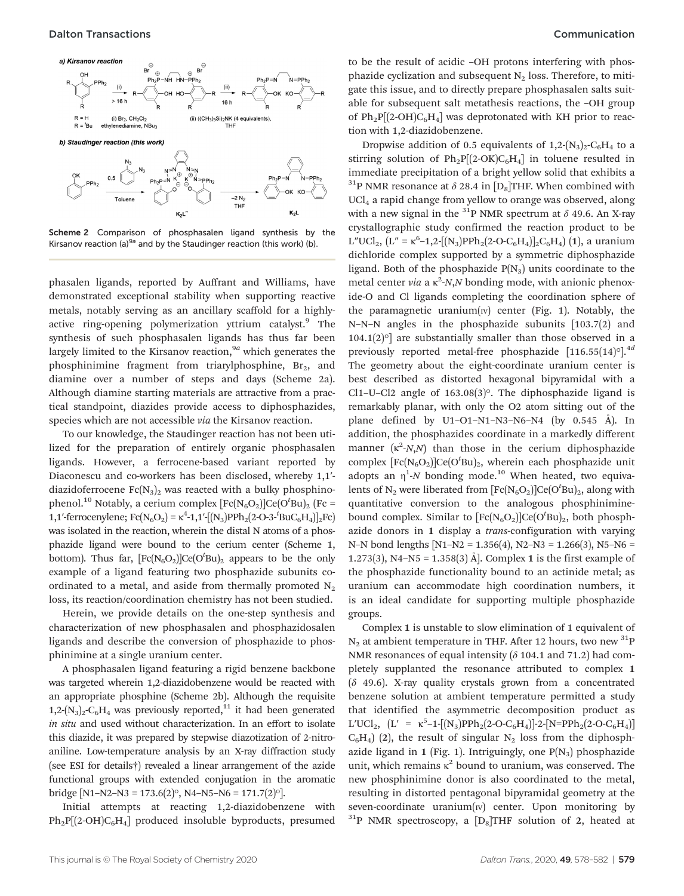Scheme 2 Comparison of phosphasalen ligand synthesis by the Kirsanov reaction (a)[9a] and by the Staudinger reaction (this work) (b).

phasalen ligands, reported by Auffrant and Williams, have demonstrated exceptional stability when supporting reactive metals, notably serving as an ancillary scaffold for a highly-active ring-opening polymerization yttrium catalyst.[9] The synthesis of such phosphasalen ligands has thus far been largely limited to the Kirsanov reaction,[9a] which generates the phosphinimine fragment from triarylphosphine, $Br_2$, and diamine over a number of steps and days (Scheme 2a). Although diamine starting materials are attractive from a practical standpoint, diazides provide access to diphosphazides, species which are not accessible *via* the Kirsanov reaction.

To our knowledge, the Staudinger reaction has not been utilized for the preparation of entirely organic phosphasalen ligands. However, a ferrocene-based variant reported by Diaconescu and co-workers has been disclosed, whereby 1,1′-diazidoferrocene $Fc(N_3)_2$ was reacted with a bulky phosphinophenol.[10] Notably, a cerium complex $[Fc(N_6O_2)]Ce(O^tBu)_2$ (Fc = 1,1′-ferrocenylene; $Fc(N_6O_2)$ = κ[4]-1,1′-[$(N_3)PPh_2(2\text{-}O\text{-}3\text{-}^tBuC_6H_4)]_2Fc$) was isolated in the reaction, wherein the distal N atoms of a phosphazide ligand were bound to the cerium center (Scheme 1, bottom). Thus far, $[Fc(N_6O_2)]Ce(O^tBu)_2$ appears to be the only example of a ligand featuring two phosphazide subunits coordinated to a metal, and aside from thermally promoted $N_2$ loss, its reaction/coordination chemistry has not been studied.

Herein, we provide details on the one-step synthesis and characterization of new phosphasalen and phosphazidosalen ligands and describe the conversion of phosphazide to phosphinimine at a single uranium center.

A phosphasalen ligand featuring a rigid benzene backbone was targeted wherein 1,2-diazidobenzene would be reacted with an appropriate phosphine (Scheme 2b). Although the requisite $1,2\text{-}(N_3)_2\text{-}C_6H_4$ was previously reported,[11] it had been generated *in situ* and used without characterization. In an effort to isolate this diazide, it was prepared by stepwise diazotization of 2-nitroaniline. Low-temperature analysis by an X-ray diffraction study (see ESI for details†) revealed a linear arrangement of the azide functional groups with extended conjugation in the aromatic bridge [N1–N2–N3 = 173.6(2)°, N4–N5–N6 = 171.7(2)°].

Initial attempts at reacting 1,2-diazidobenzene with $Ph_2P[(2\text{-}OH)C_6H_4]$ produced insoluble byproducts, presumed to be the result of acidic –OH protons interfering with phosphazide cyclization and subsequent $N_2$ loss. Therefore, to mitigate this issue, and to directly prepare phosphasalen salts suitable for subsequent salt metathesis reactions, the –OH group of $Ph_2P[(2\text{-}OH)C_6H_4]$ was deprotonated with KH prior to reaction with 1,2-diazidobenzene.

Dropwise addition of 0.5 equivalents of $1,2\text{-}(N_3)_2\text{-}C_6H_4$ to a stirring solution of $Ph_2P[(2\text{-}OK)C_6H_4]$ in toluene resulted in immediate precipitation of a bright yellow solid that exhibits a $^{31}P$ NMR resonance at δ 28.4 in [$D_8$]THF. When combined with $UCl_4$ a rapid change from yellow to orange was observed, along with a new signal in the $^{31}P$ NMR spectrum at δ 49.6. An X-ray crystallographic study confirmed the reaction product to be $L''UCl_2$, ($L''$ = κ[6]–1,2-[$(N_3)PPh_2(2\text{-}O\text{-}C_6H_4)]_2C_6H_4$) (**1**), a uranium dichloride complex supported by a symmetric diphosphazide ligand. Both of the phosphazide $P(N_3)$ units coordinate to the metal center *via* a κ[2]-*N*,*N* bonding mode, with anionic phenoxide-O and Cl ligands completing the coordination sphere of the paramagnetic uranium(IV) center (Fig. 1). Notably, the N–N–N angles in the phosphazide subunits [103.7(2) and 104.1(2)°] are substantially smaller than those observed in a previously reported metal-free phosphazide [116.55(14)°].[4d] The geometry about the eight-coordinate uranium center is best described as distorted hexagonal bipyramidal with a Cl1–U–Cl2 angle of 163.08(3)°. The diphosphazide ligand is remarkably planar, with only the O2 atom sitting out of the plane defined by U1–O1–N1–N3–N6–N4 (by 0.545 Å). In addition, the phosphazides coordinate in a markedly different manner (κ[2]-*N*,*N*) than those in the cerium diphosphazide complex $[Fc(N_6O_2)]Ce(O^tBu)_2$, wherein each phosphazide unit adopts an η[1]-*N* bonding mode.[10] When heated, two equivalents of $N_2$ were liberated from $[Fc(N_6O_2)]Ce(O^tBu)_2$, along with quantitative conversion to the analogous phosphinimine-bound complex. Similar to $[Fc(N_6O_2)]Ce(O^tBu)_2$, both phosphazide donors in **1** display a *trans*-configuration with varying N–N bond lengths [N1–N2 = 1.356(4), N2–N3 = 1.266(3), N5–N6 = 1.273(3), N4–N5 = 1.358(3) Å]. Complex **1** is the first example of the phosphazide functionality bound to an actinide metal; as uranium can accommodate high coordination numbers, it is an ideal candidate for supporting multiple phosphazide groups.

Complex **1** is unstable to slow elimination of 1 equivalent of $N_2$ at ambient temperature in THF. After 12 hours, two new $^{31}P$ NMR resonances of equal intensity (δ 104.1 and 71.2) had completely supplanted the resonance attributed to complex **1** (δ 49.6). X-ray quality crystals grown from a concentrated benzene solution at ambient temperature permitted a study that identified the asymmetric decomposition product as $L'UCl_2$, ($L'$ = κ[5]–1-[$(N_3)PPh_2(2\text{-}O\text{-}C_6H_4)$]-2-[$N{=}PPh_2(2\text{-}O\text{-}C_6H_4)$]$C_6H_4$) (**2**), the result of singular $N_2$ loss from the diphosphazide ligand in **1** (Fig. 1). Intriguingly, one $P(N_3)$ phosphazide unit, which remains κ[2] bound to uranium, was conserved. The new phosphinimine donor is also coordinated to the metal, resulting in distorted pentagonal bipyramidal geometry at the seven-coordinate uranium(IV) center. Upon monitoring by $^{31}P$ NMR spectroscopy, a [$D_8$]THF solution of **2**, heated at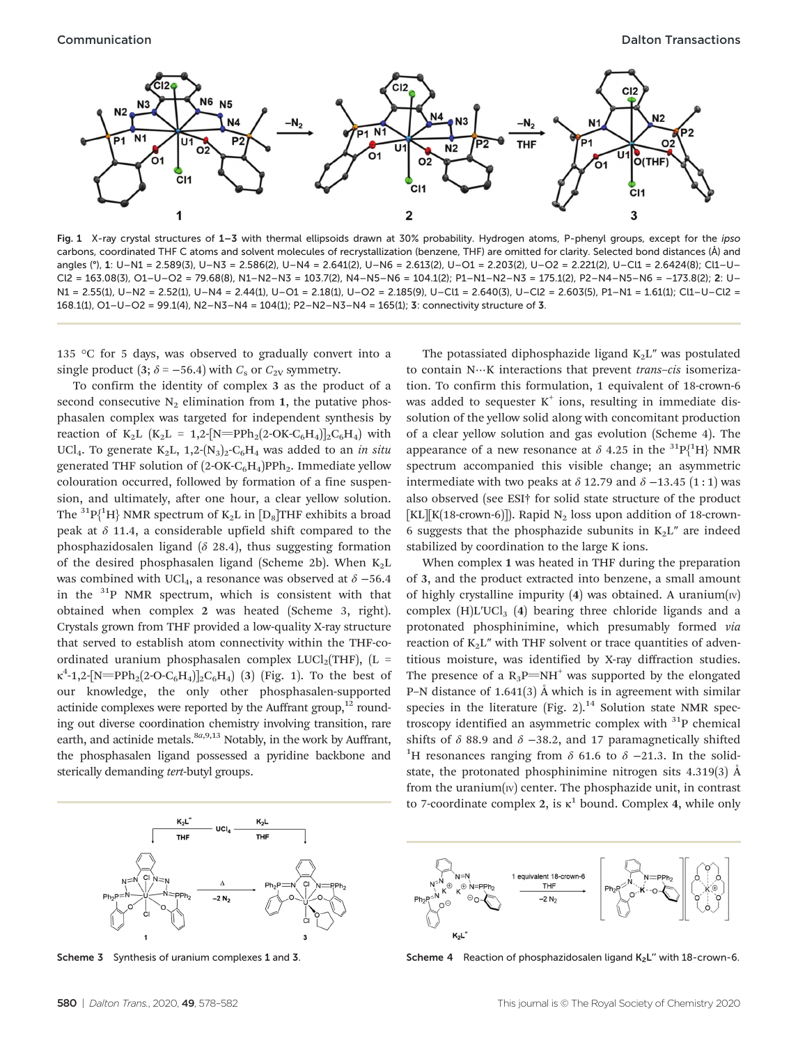Fig. 1 X-ray crystal structures of **1–3** with thermal ellipsoids drawn at 30% probability. Hydrogen atoms, P-phenyl groups, except for the *ipso* carbons, coordinated THF C atoms and solvent molecules of recrystallization (benzene, THF) are omitted for clarity. Selected bond distances (Å) and angles (°), **1**: U–N1 = 2.589(3), U–N3 = 2.586(2), U–N4 = 2.641(2), U–N6 = 2.613(2), U–O1 = 2.203(2), U–O2 = 2.221(2), U–Cl1 = 2.6424(8); Cl1–U–Cl2 = 163.08(3), O1–U–O2 = 79.68(8), N1–N2–N3 = 103.7(2), N4–N5–N6 = 104.1(2); P1–N1–N2–N3 = 175.1(2), P2–N4–N5–N6 = −173.8(2); **2**: U–N1 = 2.55(1), U–N2 = 2.52(1), U–N4 = 2.44(1), U–O1 = 2.18(1), U–O2 = 2.185(9), U–Cl1 = 2.640(3), U–Cl2 = 2.603(5), P1–N1 = 1.61(1); Cl1–U–Cl2 = 168.1(1), O1–U–O2 = 99.1(4), N2–N3–N4 = 104(1); P2–N2–N3–N4 = 165(1); **3**: connectivity structure of **3**.

135 °C for 5 days, was observed to gradually convert into a single product (**3**; $\delta = -56.4$) with $C_s$ or $C_{2V}$ symmetry.

To confirm the identity of complex **3** as the product of a second consecutive $N_2$ elimination from **1**, the putative phosphasalen complex was targeted for independent synthesis by reaction of $K_2L$ ($K_2L$ = 1,2-[N=PPh$_2$(2-OK-C$_6$H$_4$)]$_2$C$_6$H$_4$) with $UCl_4$. To generate $K_2L$, 1,2-(N$_3$)$_2$-C$_6$H$_4$ was added to an *in situ* generated THF solution of (2-OK-C$_6$H$_4$)PPh$_2$. Immediate yellow colouration occurred, followed by formation of a fine suspension, and ultimately, after one hour, a clear yellow solution. The $^{31}P\{^1H\}$ NMR spectrum of $K_2L$ in [D$_8$]THF exhibits a broad peak at $\delta$ 11.4, a considerable upfield shift compared to the phosphazidosalen ligand ($\delta$ 28.4), thus suggesting formation of the desired phosphasalen ligand (Scheme 2b). When $K_2L$ was combined with $UCl_4$, a resonance was observed at $\delta$ −56.4 in the $^{31}P$ NMR spectrum, which is consistent with that obtained when complex **2** was heated (Scheme 3, right). Crystals grown from THF provided a low-quality X-ray structure that served to establish atom connectivity within the THF-coordinated uranium phosphasalen complex LUCl$_2$(THF), (L = $\kappa^4$-1,2-[N=PPh$_2$(2-O-C$_6$H$_4$)]$_2$C$_6$H$_4$) (**3**) (Fig. 1). To the best of our knowledge, the only other phosphasalen-supported actinide complexes were reported by the Auffrant group,[12] rounding out diverse coordination chemistry involving transition, rare earth, and actinide metals.[8a,9,13] Notably, in the work by Auffrant, the phosphasalen ligand possessed a pyridine backbone and sterically demanding *tert*-butyl groups.

Scheme 3 Synthesis of uranium complexes **1** and **3**.

The potassiated diphosphazide ligand $K_2L''$ was postulated to contain N···K interactions that prevent *trans–cis* isomerization. To confirm this formulation, 1 equivalent of 18-crown-6 was added to sequester $K^+$ ions, resulting in immediate dissolution of the yellow solid along with concomitant production of a clear yellow solution and gas evolution (Scheme 4). The appearance of a new resonance at $\delta$ 4.25 in the $^{31}P\{^1H\}$ NMR spectrum accompanied this visible change; an asymmetric intermediate with two peaks at $\delta$ 12.79 and $\delta$ −13.45 (1 : 1) was also observed (see ESI† for solid state structure of the product [KL][K(18-crown-6)]). Rapid $N_2$ loss upon addition of 18-crown-6 suggests that the phosphazide subunits in $K_2L''$ are indeed stabilized by coordination to the large K ions.

When complex **1** was heated in THF during the preparation of **3**, and the product extracted into benzene, a small amount of highly crystalline impurity (**4**) was obtained. A uranium(IV) complex (H)L′UCl$_3$ (**4**) bearing three chloride ligands and a protonated phosphinimine, which presumably formed *via* reaction of $K_2L''$ with THF solvent or trace quantities of adventitious moisture, was identified by X-ray diffraction studies. The presence of a $R_3P{=}NH^+$ was supported by the elongated P–N distance of 1.641(3) Å which is in agreement with similar species in the literature (Fig. 2).[14] Solution state NMR spectroscopy identified an asymmetric complex with $^{31}P$ chemical shifts of $\delta$ 88.9 and $\delta$ −38.2, and 17 paramagnetically shifted $^1H$ resonances ranging from $\delta$ 61.6 to $\delta$ −21.3. In the solid-state, the protonated phosphinimine nitrogen sits 4.319(3) Å from the uranium(IV) center. The phosphazide unit, in contrast to 7-coordinate complex **2**, is $\kappa^1$ bound. Complex **4**, while only

Scheme 4 Reaction of phosphazidosalen ligand $K_2L''$ with 18-crown-6.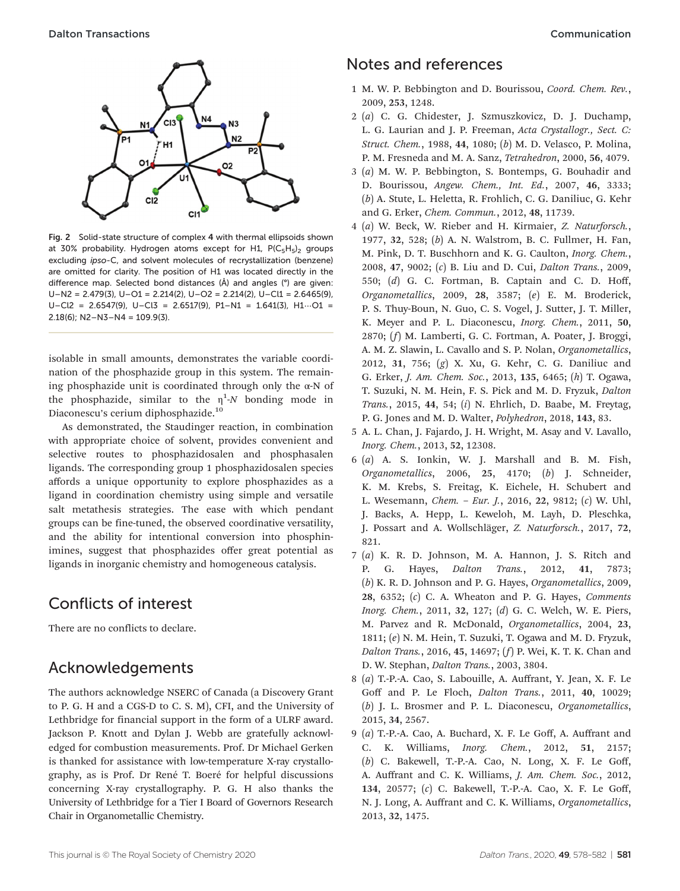Fig. 2 Solid-state structure of complex 4 with thermal ellipsoids shown at 30% probability. Hydrogen atoms except for H1, $P(C_5H_5)_2$ groups excluding *ipso*-C, and solvent molecules of recrystallization (benzene) are omitted for clarity. The position of H1 was located directly in the difference map. Selected bond distances (Å) and angles (°) are given: U–N2 = 2.479(3), U–O1 = 2.214(2), U–O2 = 2.214(2), U–Cl1 = 2.6465(9), U–Cl2 = 2.6547(9), U–Cl3 = 2.6517(9), P1–N1 = 1.641(3), H1···O1 = 2.18(6); N2–N3–N4 = 109.9(3).

isolable in small amounts, demonstrates the variable coordination of the phosphazide group in this system. The remaining phosphazide unit is coordinated through only the α-N of the phosphazide, similar to the $\eta^1$-*N* bonding mode in Diaconescu's cerium diphosphazide.[10]

As demonstrated, the Staudinger reaction, in combination with appropriate choice of solvent, provides convenient and selective routes to phosphazidosalen and phosphasalen ligands. The corresponding group 1 phosphazidosalen species affords a unique opportunity to explore phosphazides as a ligand in coordination chemistry using simple and versatile salt metathesis strategies. The ease with which pendant groups can be fine-tuned, the observed coordinative versatility, and the ability for intentional conversion into phosphinimines, suggest that phosphazides offer great potential as ligands in inorganic chemistry and homogeneous catalysis.

## Conflicts of interest

There are no conflicts to declare.

## Acknowledgements

The authors acknowledge NSERC of Canada (a Discovery Grant to P. G. H and a CGS-D to C. S. M), CFI, and the University of Lethbridge for financial support in the form of a ULRF award. Jackson P. Knott and Dylan J. Webb are gratefully acknowledged for combustion measurements. Prof. Dr Michael Gerken is thanked for assistance with low-temperature X-ray crystallography, as is Prof. Dr René T. Boeré for helpful discussions concerning X-ray crystallography. P. G. H also thanks the University of Lethbridge for a Tier I Board of Governors Research Chair in Organometallic Chemistry.

## Notes and references

1 M. W. P. Bebbington and D. Bourissou, *Coord. Chem. Rev.*, 2009, **253**, 1248.

2 (*a*) C. G. Chidester, J. Szmuszkovicz, D. J. Duchamp, L. G. Laurian and J. P. Freeman, *Acta Crystallogr., Sect. C: Struct. Chem.*, 1988, **44**, 1080; (*b*) M. D. Velasco, P. Molina, P. M. Fresneda and M. A. Sanz, *Tetrahedron*, 2000, **56**, 4079.

3 (*a*) M. W. P. Bebbington, S. Bontemps, G. Bouhadir and D. Bourissou, *Angew. Chem., Int. Ed.*, 2007, **46**, 3333; (*b*) A. Stute, L. Heletta, R. Frohlich, C. G. Daniliuc, G. Kehr and G. Erker, *Chem. Commun.*, 2012, **48**, 11739.

4 (*a*) W. Beck, W. Rieber and H. Kirmaier, *Z. Naturforsch.*, 1977, **32**, 528; (*b*) A. N. Walstrom, B. C. Fullmer, H. Fan, M. Pink, D. T. Buschhorn and K. G. Caulton, *Inorg. Chem.*, 2008, **47**, 9002; (*c*) B. Liu and D. Cui, *Dalton Trans.*, 2009, 550; (*d*) G. C. Fortman, B. Captain and C. D. Hoff, *Organometallics*, 2009, **28**, 3587; (*e*) E. M. Broderick, P. S. Thuy-Boun, N. Guo, C. S. Vogel, J. Sutter, J. T. Miller, K. Meyer and P. L. Diaconescu, *Inorg. Chem.*, 2011, **50**, 2870; (*f*) M. Lamberti, G. C. Fortman, A. Poater, J. Broggi, A. M. Z. Slawin, L. Cavallo and S. P. Nolan, *Organometallics*, 2012, **31**, 756; (*g*) X. Xu, G. Kehr, C. G. Daniliuc and G. Erker, *J. Am. Chem. Soc.*, 2013, **135**, 6465; (*h*) T. Ogawa, T. Suzuki, N. M. Hein, F. S. Pick and M. D. Fryzuk, *Dalton Trans.*, 2015, **44**, 54; (*i*) N. Ehrlich, D. Baabe, M. Freytag, P. G. Jones and M. D. Walter, *Polyhedron*, 2018, **143**, 83.

5 A. L. Chan, J. Fajardo, J. H. Wright, M. Asay and V. Lavallo, *Inorg. Chem.*, 2013, **52**, 12308.

6 (*a*) A. S. Ionkin, W. J. Marshall and B. M. Fish, *Organometallics*, 2006, **25**, 4170; (*b*) J. Schneider, K. M. Krebs, S. Freitag, K. Eichele, H. Schubert and L. Wesemann, *Chem. – Eur. J.*, 2016, **22**, 9812; (*c*) W. Uhl, J. Backs, A. Hepp, L. Keweloh, M. Layh, D. Pleschka, J. Possart and A. Wollschläger, *Z. Naturforsch.*, 2017, **72**, 821.

7 (*a*) K. R. D. Johnson, M. A. Hannon, J. S. Ritch and P. G. Hayes, *Dalton Trans.*, 2012, **41**, 7873; (*b*) K. R. D. Johnson and P. G. Hayes, *Organometallics*, 2009, **28**, 6352; (*c*) C. A. Wheaton and P. G. Hayes, *Comments Inorg. Chem.*, 2011, **32**, 127; (*d*) G. C. Welch, W. E. Piers, M. Parvez and R. McDonald, *Organometallics*, 2004, **23**, 1811; (*e*) N. M. Hein, T. Suzuki, T. Ogawa and M. D. Fryzuk, *Dalton Trans.*, 2016, **45**, 14697; (*f*) P. Wei, K. T. K. Chan and D. W. Stephan, *Dalton Trans.*, 2003, 3804.

8 (*a*) T.-P.-A. Cao, S. Labouille, A. Auffrant, Y. Jean, X. F. Le Goff and P. Le Floch, *Dalton Trans.*, 2011, **40**, 10029; (*b*) J. L. Brosmer and P. L. Diaconescu, *Organometallics*, 2015, **34**, 2567.

9 (*a*) T.-P.-A. Cao, A. Buchard, X. F. Le Goff, A. Auffrant and C. K. Williams, *Inorg. Chem.*, 2012, **51**, 2157; (*b*) C. Bakewell, T.-P.-A. Cao, N. Long, X. F. Le Goff, A. Auffrant and C. K. Williams, *J. Am. Chem. Soc.*, 2012, **134**, 20577; (*c*) C. Bakewell, T.-P.-A. Cao, X. F. Le Goff, N. J. Long, A. Auffrant and C. K. Williams, *Organometallics*, 2013, **32**, 1475.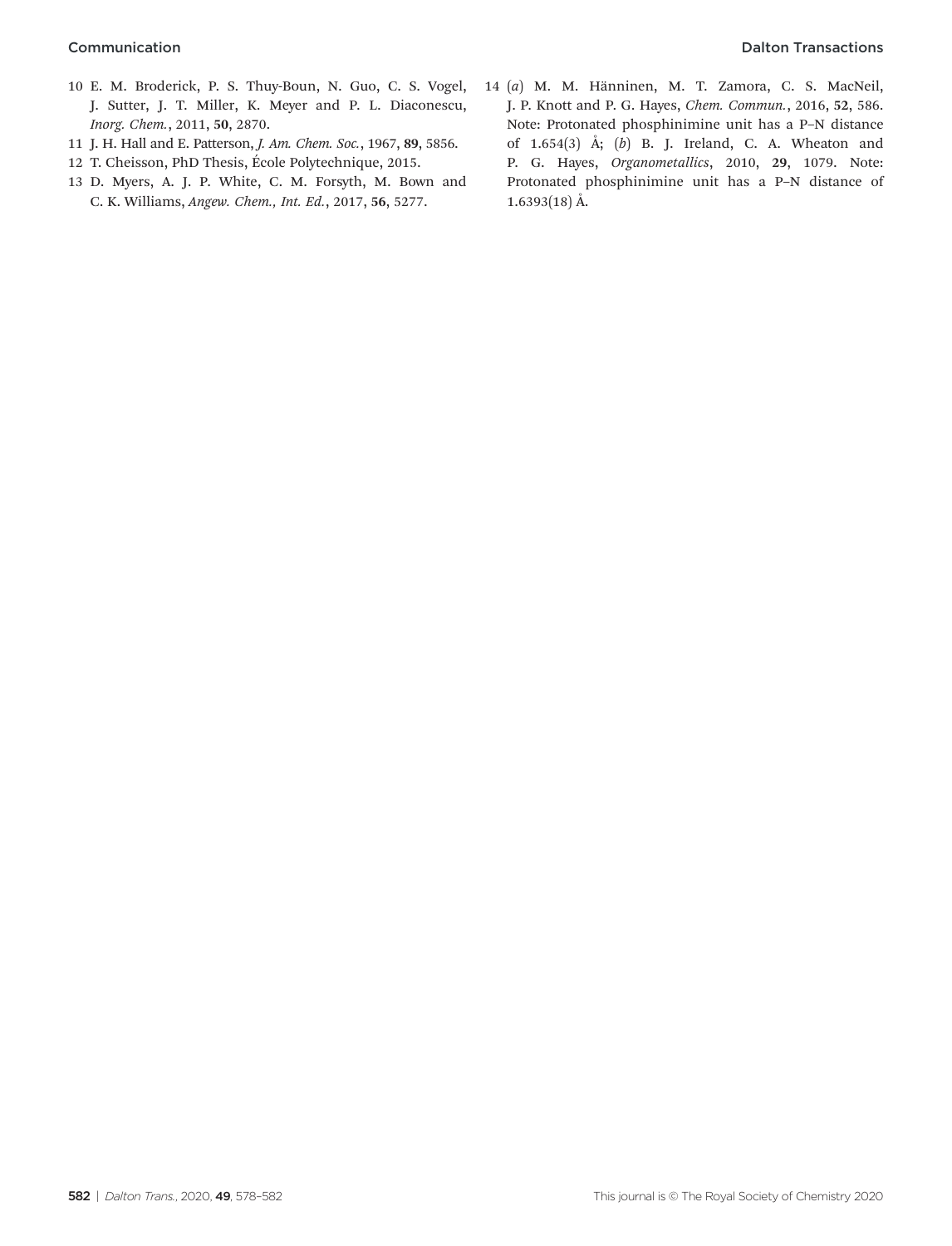10 E. M. Broderick, P. S. Thuy-Boun, N. Guo, C. S. Vogel, J. Sutter, J. T. Miller, K. Meyer and P. L. Diaconescu, *Inorg. Chem.*, 2011, **50**, 2870.

11 J. H. Hall and E. Patterson, *J. Am. Chem. Soc.*, 1967, **89**, 5856.

12 T. Cheisson, PhD Thesis, École Polytechnique, 2015.

13 D. Myers, A. J. P. White, C. M. Forsyth, M. Bown and C. K. Williams, *Angew. Chem., Int. Ed.*, 2017, **56**, 5277.

14 (*a*) M. M. Hänninen, M. T. Zamora, C. S. MacNeil, J. P. Knott and P. G. Hayes, *Chem. Commun.*, 2016, **52**, 586. Note: Protonated phosphinimine unit has a P–N distance of 1.654(3) Å; (*b*) B. J. Ireland, C. A. Wheaton and P. G. Hayes, *Organometallics*, 2010, **29**, 1079. Note: Protonated phosphinimine unit has a P–N distance of 1.6393(18) Å.